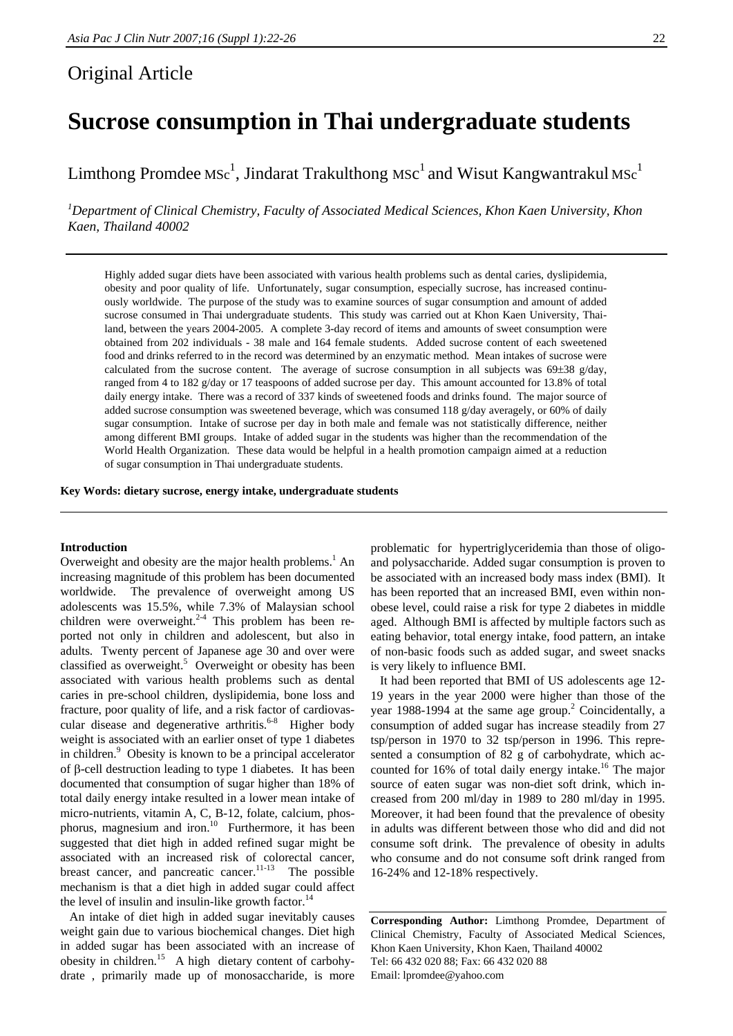## Original Article

# Sucrose consumption in Thai undergraduate students

Limthong Promdee MSc[1], Jindarat Trakulthong MSc[1] and Wisut Kangwantrakul MSc[1]

*[1]Department of Clinical Chemistry, Faculty of Associated Medical Sciences, Khon Kaen University, Khon Kaen, Thailand 40002*

Highly added sugar diets have been associated with various health problems such as dental caries, dyslipidemia, obesity and poor quality of life. Unfortunately, sugar consumption, especially sucrose, has increased continuously worldwide. The purpose of the study was to examine sources of sugar consumption and amount of added sucrose consumed in Thai undergraduate students. This study was carried out at Khon Kaen University, Thailand, between the years 2004-2005. A complete 3-day record of items and amounts of sweet consumption were obtained from 202 individuals - 38 male and 164 female students. Added sucrose content of each sweetened food and drinks referred to in the record was determined by an enzymatic method. Mean intakes of sucrose were calculated from the sucrose content. The average of sucrose consumption in all subjects was 69±38 g/day, ranged from 4 to 182 g/day or 17 teaspoons of added sucrose per day. This amount accounted for 13.8% of total daily energy intake. There was a record of 337 kinds of sweetened foods and drinks found. The major source of added sucrose consumption was sweetened beverage, which was consumed 118 g/day averagely, or 60% of daily sugar consumption. Intake of sucrose per day in both male and female was not statistically difference, neither among different BMI groups. Intake of added sugar in the students was higher than the recommendation of the World Health Organization. These data would be helpful in a health promotion campaign aimed at a reduction of sugar consumption in Thai undergraduate students.

**Key Words: dietary sucrose, energy intake, undergraduate students**

## Introduction

Overweight and obesity are the major health problems.[1] An increasing magnitude of this problem has been documented worldwide. The prevalence of overweight among US adolescents was 15.5%, while 7.3% of Malaysian school children were overweight.[2-4] This problem has been reported not only in children and adolescent, but also in adults. Twenty percent of Japanese age 30 and over were classified as overweight.[5] Overweight or obesity has been associated with various health problems such as dental caries in pre-school children, dyslipidemia, bone loss and fracture, poor quality of life, and a risk factor of cardiovascular disease and degenerative arthritis.[6-8] Higher body weight is associated with an earlier onset of type 1 diabetes in children.[9] Obesity is known to be a principal accelerator of β-cell destruction leading to type 1 diabetes. It has been documented that consumption of sugar higher than 18% of total daily energy intake resulted in a lower mean intake of micro-nutrients, vitamin A, C, B-12, folate, calcium, phosphorus, magnesium and iron.[10] Furthermore, it has been suggested that diet high in added refined sugar might be associated with an increased risk of colorectal cancer, breast cancer, and pancreatic cancer.[11-13] The possible mechanism is that a diet high in added sugar could affect the level of insulin and insulin-like growth factor.[14]

An intake of diet high in added sugar inevitably causes weight gain due to various biochemical changes. Diet high in added sugar has been associated with an increase of obesity in children.[15] A high dietary content of carbohydrate , primarily made up of monosaccharide, is more problematic for hypertriglyceridemia than those of oligo- and polysaccharide. Added sugar consumption is proven to be associated with an increased body mass index (BMI). It has been reported that an increased BMI, even within non-obese level, could raise a risk for type 2 diabetes in middle aged. Although BMI is affected by multiple factors such as eating behavior, total energy intake, food pattern, an intake of non-basic foods such as added sugar, and sweet snacks is very likely to influence BMI.

It had been reported that BMI of US adolescents age 12-19 years in the year 2000 were higher than those of the year 1988-1994 at the same age group.[2] Coincidentally, a consumption of added sugar has increase steadily from 27 tsp/person in 1970 to 32 tsp/person in 1996. This represented a consumption of 82 g of carbohydrate, which accounted for 16% of total daily energy intake.[16] The major source of eaten sugar was non-diet soft drink, which increased from 200 ml/day in 1989 to 280 ml/day in 1995. Moreover, it had been found that the prevalence of obesity in adults was different between those who did and did not consume soft drink. The prevalence of obesity in adults who consume and do not consume soft drink ranged from 16-24% and 12-18% respectively.

**Corresponding Author:** Limthong Promdee, Department of Clinical Chemistry, Faculty of Associated Medical Sciences, Khon Kaen University, Khon Kaen, Thailand 40002
Tel: 66 432 020 88; Fax: 66 432 020 88
Email: lpromdee@yahoo.com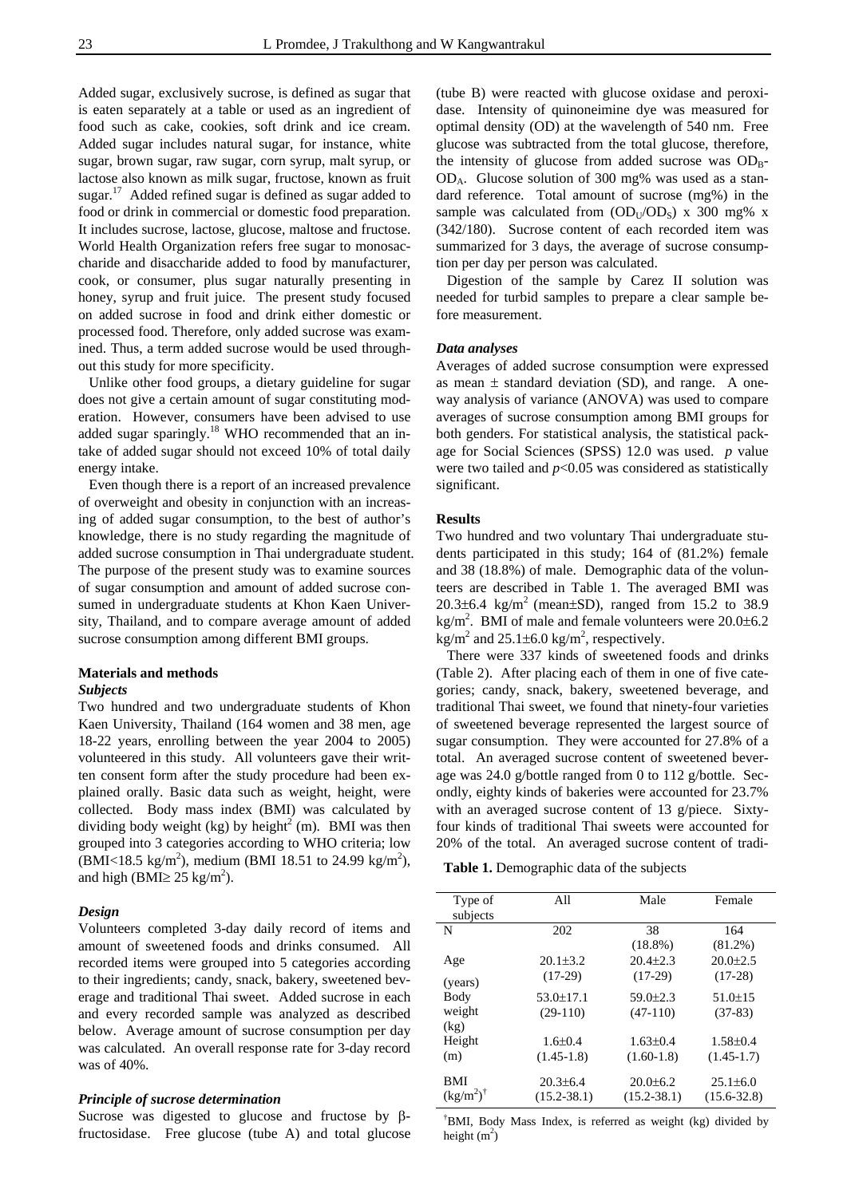Added sugar, exclusively sucrose, is defined as sugar that is eaten separately at a table or used as an ingredient of food such as cake, cookies, soft drink and ice cream. Added sugar includes natural sugar, for instance, white sugar, brown sugar, raw sugar, corn syrup, malt syrup, or lactose also known as milk sugar, fructose, known as fruit sugar.[17] Added refined sugar is defined as sugar added to food or drink in commercial or domestic food preparation. It includes sucrose, lactose, glucose, maltose and fructose. World Health Organization refers free sugar to monosaccharide and disaccharide added to food by manufacturer, cook, or consumer, plus sugar naturally presenting in honey, syrup and fruit juice. The present study focused on added sucrose in food and drink either domestic or processed food. Therefore, only added sucrose was examined. Thus, a term added sucrose would be used throughout this study for more specificity.

Unlike other food groups, a dietary guideline for sugar does not give a certain amount of sugar constituting moderation. However, consumers have been advised to use added sugar sparingly.[18] WHO recommended that an intake of added sugar should not exceed 10% of total daily energy intake.

Even though there is a report of an increased prevalence of overweight and obesity in conjunction with an increasing of added sugar consumption, to the best of author's knowledge, there is no study regarding the magnitude of added sucrose consumption in Thai undergraduate student. The purpose of the present study was to examine sources of sugar consumption and amount of added sucrose consumed in undergraduate students at Khon Kaen University, Thailand, and to compare average amount of added sucrose consumption among different BMI groups.

## Materials and methods

### *Subjects*

Two hundred and two undergraduate students of Khon Kaen University, Thailand (164 women and 38 men, age 18-22 years, enrolling between the year 2004 to 2005) volunteered in this study. All volunteers gave their written consent form after the study procedure had been explained orally. Basic data such as weight, height, were collected. Body mass index (BMI) was calculated by dividing body weight (kg) by height$^2$ (m). BMI was then grouped into 3 categories according to WHO criteria; low (BMI<18.5 kg/m$^2$), medium (BMI 18.51 to 24.99 kg/m$^2$), and high (BMI≥ 25 kg/m$^2$).

### *Design*

Volunteers completed 3-day daily record of items and amount of sweetened foods and drinks consumed. All recorded items were grouped into 5 categories according to their ingredients; candy, snack, bakery, sweetened beverage and traditional Thai sweet. Added sucrose in each and every recorded sample was analyzed as described below. Average amount of sucrose consumption per day was calculated. An overall response rate for 3-day record was of 40%.

### *Principle of sucrose determination*

Sucrose was digested to glucose and fructose by β-fructosidase. Free glucose (tube A) and total glucose (tube B) were reacted with glucose oxidase and peroxidase. Intensity of quinoneimine dye was measured for optimal density (OD) at the wavelength of 540 nm. Free glucose was subtracted from the total glucose, therefore, the intensity of glucose from added sucrose was $OD_B$-$OD_A$. Glucose solution of 300 mg% was used as a standard reference. Total amount of sucrose (mg%) in the sample was calculated from $(OD_U/OD_S)$ x 300 mg% x (342/180). Sucrose content of each recorded item was summarized for 3 days, the average of sucrose consumption per day per person was calculated.

Digestion of the sample by Carez II solution was needed for turbid samples to prepare a clear sample before measurement.

### *Data analyses*

Averages of added sucrose consumption were expressed as mean ± standard deviation (SD), and range. A one-way analysis of variance (ANOVA) was used to compare averages of sucrose consumption among BMI groups for both genders. For statistical analysis, the statistical package for Social Sciences (SPSS) 12.0 was used. *p* value were two tailed and $p<0.05$ was considered as statistically significant.

## Results

Two hundred and two voluntary Thai undergraduate students participated in this study; 164 of (81.2%) female and 38 (18.8%) of male. Demographic data of the volunteers are described in Table 1. The averaged BMI was 20.3±6.4 kg/m$^2$ (mean±SD), ranged from 15.2 to 38.9 kg/m$^2$. BMI of male and female volunteers were 20.0±6.2 kg/m$^2$ and 25.1±6.0 kg/m$^2$, respectively.

There were 337 kinds of sweetened foods and drinks (Table 2). After placing each of them in one of five categories; candy, snack, bakery, sweetened beverage, and traditional Thai sweet, we found that ninety-four varieties of sweetened beverage represented the largest source of sugar consumption. They were accounted for 27.8% of a total. An averaged sucrose content of sweetened beverage was 24.0 g/bottle ranged from 0 to 112 g/bottle. Secondly, eighty kinds of bakeries were accounted for 23.7% with an averaged sucrose content of 13 g/piece. Sixty-four kinds of traditional Thai sweets were accounted for 20% of the total. An averaged sucrose content of tradi-

**Table 1.** Demographic data of the subjects

| Type of subjects | All | Male | Female |
|---|---|---|---|
| N | 202 | 38 (18.8%) | 164 (81.2%) |
| Age (years) | 20.1±3.2 (17-29) | 20.4±2.3 (17-29) | 20.0±2.5 (17-28) |
| Body weight (kg) | 53.0±17.1 (29-110) | 59.0±2.3 (47-110) | 51.0±15 (37-83) |
| Height (m) | 1.6±0.4 (1.45-1.8) | 1.63±0.4 (1.60-1.8) | 1.58±0.4 (1.45-1.7) |
| BMI (kg/m$^2$)[†] | 20.3±6.4 (15.2-38.1) | 20.0±6.2 (15.2-38.1) | 25.1±6.0 (15.6-32.8) |

[†]BMI, Body Mass Index, is referred as weight (kg) divided by height (m$^2$)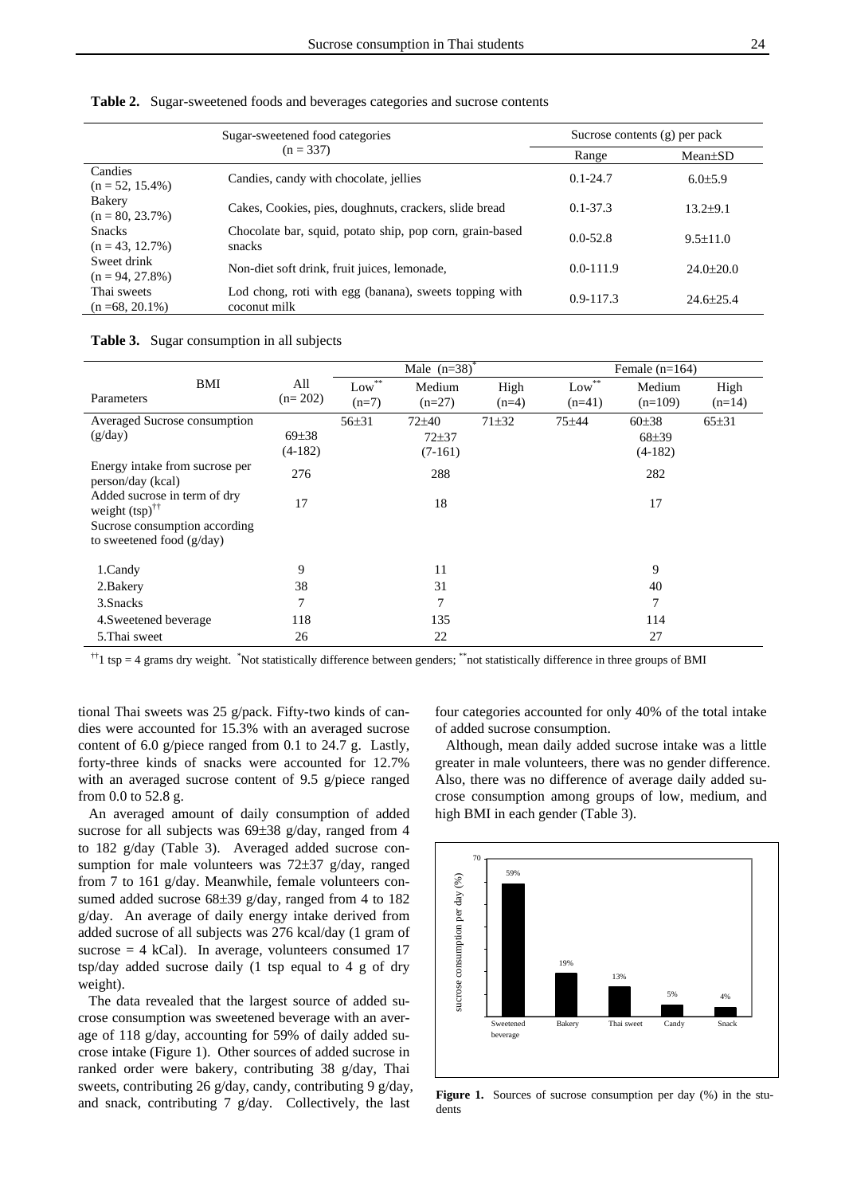**Table 2.** Sugar-sweetened foods and beverages categories and sucrose contents

| Sugar-sweetened food categories (n = 337) | | Sucrose contents (g) per pack | |
|---|---|---|---|
| | | Range | Mean±SD |
| Candies (n = 52, 15.4%) | Candies, candy with chocolate, jellies | 0.1-24.7 | 6.0±5.9 |
| Bakery (n = 80, 23.7%) | Cakes, Cookies, pies, doughnuts, crackers, slide bread | 0.1-37.3 | 13.2±9.1 |
| Snacks (n = 43, 12.7%) | Chocolate bar, squid, potato ship, pop corn, grain-based snacks | 0.0-52.8 | 9.5±11.0 |
| Sweet drink (n = 94, 27.8%) | Non-diet soft drink, fruit juices, lemonade, | 0.0-111.9 | 24.0±20.0 |
| Thai sweets (n =68, 20.1%) | Lod chong, roti with egg (banana), sweets topping with coconut milk | 0.9-117.3 | 24.6±25.4 |

**Table 3.** Sugar consumption in all subjects

| BMI / Parameters | All (n= 202) | Male (n=38)* | | | Female (n=164) | | |
|---|---|---|---|---|---|---|---|
| | | Low** (n=7) | Medium (n=27) | High (n=4) | Low** (n=41) | Medium (n=109) | High (n=14) |
| Averaged Sucrose consumption (g/day) | 69±38 (4-182) | 56±31 | 72±40 | 71±32 | 75±44 | 60±38 | 65±31 |
| | | | 72±37 (7-161) | | | 68±39 (4-182) | |
| Energy intake from sucrose per person/day (kcal) | 276 | | 288 | | | 282 | |
| Added sucrose in term of dry weight (tsp)[††] | 17 | | 18 | | | 17 | |
| Sucrose consumption according to sweetened food (g/day) | | | | | | | |
| 1.Candy | 9 | | 11 | | | 9 | |
| 2.Bakery | 38 | | 31 | | | 40 | |
| 3.Snacks | 7 | | 7 | | | 7 | |
| 4.Sweetened beverage | 118 | | 135 | | | 114 | |
| 5.Thai sweet | 26 | | 22 | | | 27 | |

[††]1 tsp = 4 grams dry weight. *Not statistically difference between genders; **not statistically difference in three groups of BMI

tional Thai sweets was 25 g/pack. Fifty-two kinds of candies were accounted for 15.3% with an averaged sucrose content of 6.0 g/piece ranged from 0.1 to 24.7 g. Lastly, forty-three kinds of snacks were accounted for 12.7% with an averaged sucrose content of 9.5 g/piece ranged from 0.0 to 52.8 g.

An averaged amount of daily consumption of added sucrose for all subjects was 69±38 g/day, ranged from 4 to 182 g/day (Table 3). Averaged added sucrose consumption for male volunteers was 72±37 g/day, ranged from 7 to 161 g/day. Meanwhile, female volunteers consumed added sucrose 68±39 g/day, ranged from 4 to 182 g/day. An average of daily energy intake derived from added sucrose of all subjects was 276 kcal/day (1 gram of sucrose = 4 kCal). In average, volunteers consumed 17 tsp/day added sucrose daily (1 tsp equal to 4 g of dry weight).

The data revealed that the largest source of added sucrose consumption was sweetened beverage with an average of 118 g/day, accounting for 59% of daily added sucrose intake (Figure 1). Other sources of added sucrose in ranked order were bakery, contributing 38 g/day, Thai sweets, contributing 26 g/day, candy, contributing 9 g/day, and snack, contributing 7 g/day. Collectively, the last four categories accounted for only 40% of the total intake of added sucrose consumption.

Although, mean daily added sucrose intake was a little greater in male volunteers, there was no gender difference. Also, there was no difference of average daily added sucrose consumption among groups of low, medium, and high BMI in each gender (Table 3).

sucrose consumption per day (%)
70
59%
19%
13%
5%
4%
Sweetened beverage
Bakery
Thai sweet
Candy
Snack

**Figure 1.** Sources of sucrose consumption per day (%) in the students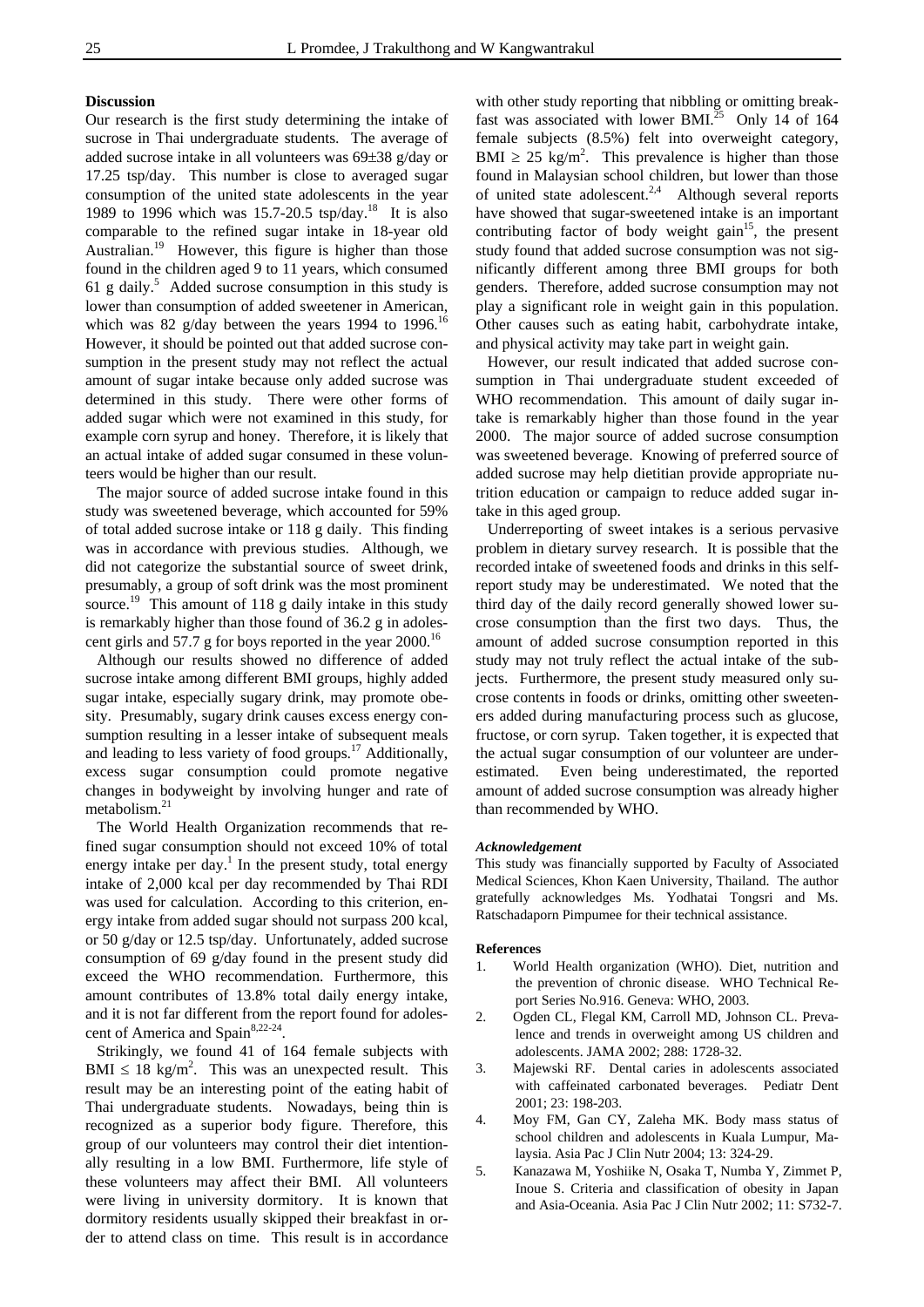### Discussion

Our research is the first study determining the intake of sucrose in Thai undergraduate students. The average of added sucrose intake in all volunteers was 69±38 g/day or 17.25 tsp/day. This number is close to averaged sugar consumption of the united state adolescents in the year 1989 to 1996 which was 15.7-20.5 tsp/day.[18] It is also comparable to the refined sugar intake in 18-year old Australian.[19] However, this figure is higher than those found in the children aged 9 to 11 years, which consumed 61 g daily.[5] Added sucrose consumption in this study is lower than consumption of added sweetener in American, which was 82 g/day between the years 1994 to 1996.[16] However, it should be pointed out that added sucrose consumption in the present study may not reflect the actual amount of sugar intake because only added sucrose was determined in this study. There were other forms of added sugar which were not examined in this study, for example corn syrup and honey. Therefore, it is likely that an actual intake of added sugar consumed in these volunteers would be higher than our result.

The major source of added sucrose intake found in this study was sweetened beverage, which accounted for 59% of total added sucrose intake or 118 g daily. This finding was in accordance with previous studies. Although, we did not categorize the substantial source of sweet drink, presumably, a group of soft drink was the most prominent source.[19] This amount of 118 g daily intake in this study is remarkably higher than those found of 36.2 g in adolescent girls and 57.7 g for boys reported in the year 2000.[16]

Although our results showed no difference of added sucrose intake among different BMI groups, highly added sugar intake, especially sugary drink, may promote obesity. Presumably, sugary drink causes excess energy consumption resulting in a lesser intake of subsequent meals and leading to less variety of food groups.[17] Additionally, excess sugar consumption could promote negative changes in bodyweight by involving hunger and rate of metabolism.[21]

The World Health Organization recommends that refined sugar consumption should not exceed 10% of total energy intake per day.[1] In the present study, total energy intake of 2,000 kcal per day recommended by Thai RDI was used for calculation. According to this criterion, energy intake from added sugar should not surpass 200 kcal, or 50 g/day or 12.5 tsp/day. Unfortunately, added sucrose consumption of 69 g/day found in the present study did exceed the WHO recommendation. Furthermore, this amount contributes of 13.8% total daily energy intake, and it is not far different from the report found for adolescent of America and Spain[8,22-24].

Strikingly, we found 41 of 164 female subjects with BMI $\leq$ 18 kg/m$^2$. This was an unexpected result. This result may be an interesting point of the eating habit of Thai undergraduate students. Nowadays, being thin is recognized as a superior body figure. Therefore, this group of our volunteers may control their diet intentionally resulting in a low BMI. Furthermore, life style of these volunteers may affect their BMI. All volunteers were living in university dormitory. It is known that dormitory residents usually skipped their breakfast in order to attend class on time. This result is in accordance with other study reporting that nibbling or omitting breakfast was associated with lower BMI.[25] Only 14 of 164 female subjects (8.5%) felt into overweight category, BMI $\geq$ 25 kg/m$^2$. This prevalence is higher than those found in Malaysian school children, but lower than those of united state adolescent.[2,4] Although several reports have showed that sugar-sweetened intake is an important contributing factor of body weight gain[15], the present study found that added sucrose consumption was not significantly different among three BMI groups for both genders. Therefore, added sucrose consumption may not play a significant role in weight gain in this population. Other causes such as eating habit, carbohydrate intake, and physical activity may take part in weight gain.

However, our result indicated that added sucrose consumption in Thai undergraduate student exceeded of WHO recommendation. This amount of daily sugar intake is remarkably higher than those found in the year 2000. The major source of added sucrose consumption was sweetened beverage. Knowing of preferred source of added sucrose may help dietitian provide appropriate nutrition education or campaign to reduce added sugar intake in this aged group.

Underreporting of sweet intakes is a serious pervasive problem in dietary survey research. It is possible that the recorded intake of sweetened foods and drinks in this self-report study may be underestimated. We noted that the third day of the daily record generally showed lower sucrose consumption than the first two days. Thus, the amount of added sucrose consumption reported in this study may not truly reflect the actual intake of the subjects. Furthermore, the present study measured only sucrose contents in foods or drinks, omitting other sweeteners added during manufacturing process such as glucose, fructose, or corn syrup. Taken together, it is expected that the actual sugar consumption of our volunteer are underestimated. Even being underestimated, the reported amount of added sucrose consumption was already higher than recommended by WHO.

#### *Acknowledgement*

This study was financially supported by Faculty of Associated Medical Sciences, Khon Kaen University, Thailand. The author gratefully acknowledges Ms. Yodhatai Tongsri and Ms. Ratschadaporn Pimpumee for their technical assistance.

### References

1. World Health organization (WHO). Diet, nutrition and the prevention of chronic disease. WHO Technical Report Series No.916. Geneva: WHO, 2003.
2. Ogden CL, Flegal KM, Carroll MD, Johnson CL. Prevalence and trends in overweight among US children and adolescents. JAMA 2002; 288: 1728-32.
3. Majewski RF. Dental caries in adolescents associated with caffeinated carbonated beverages. Pediatr Dent 2001; 23: 198-203.
4. Moy FM, Gan CY, Zaleha MK. Body mass status of school children and adolescents in Kuala Lumpur, Malaysia. Asia Pac J Clin Nutr 2004; 13: 324-29.
5. Kanazawa M, Yoshiike N, Osaka T, Numba Y, Zimmet P, Inoue S. Criteria and classification of obesity in Japan and Asia-Oceania. Asia Pac J Clin Nutr 2002; 11: S732-7.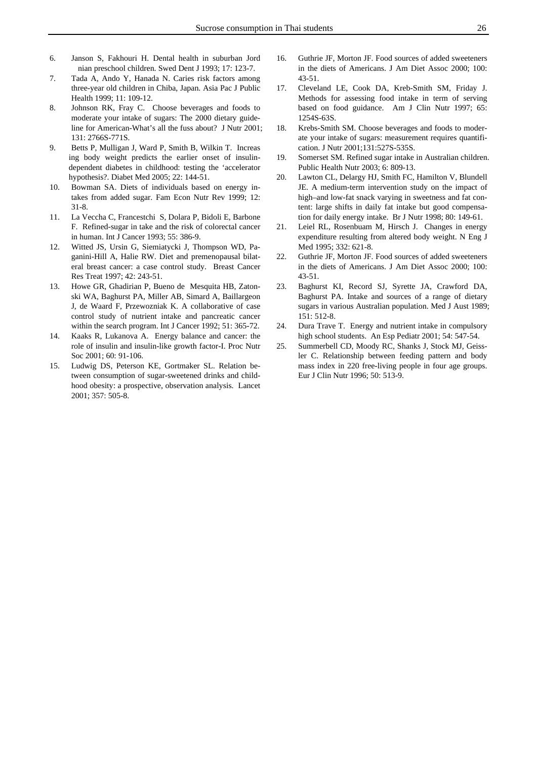6. Janson S, Fakhouri H. Dental health in suburban Jord nian preschool children. Swed Dent J 1993; 17: 123-7.
7. Tada A, Ando Y, Hanada N. Caries risk factors among three-year old children in Chiba, Japan. Asia Pac J Public Health 1999; 11: 109-12.
8. Johnson RK, Fray C. Choose beverages and foods to moderate your intake of sugars: The 2000 dietary guideline for American-What's all the fuss about? J Nutr 2001; 131: 2766S-771S.
9. Betts P, Mulligan J, Ward P, Smith B, Wilkin T. Increasing body weight predicts the earlier onset of insulin-dependent diabetes in childhood: testing the 'accelerator hypothesis?. Diabet Med 2005; 22: 144-51.
10. Bowman SA. Diets of individuals based on energy intakes from added sugar. Fam Econ Nutr Rev 1999; 12: 31-8.
11. La Veccha C, Francestchi S, Dolara P, Bidoli E, Barbone F. Refined-sugar in take and the risk of colorectal cancer in human. Int J Cancer 1993; 55: 386-9.
12. Witted JS, Ursin G, Siemiatycki J, Thompson WD, Paganini-Hill A, Halie RW. Diet and premenopausal bilateral breast cancer: a case control study. Breast Cancer Res Treat 1997; 42: 243-51.
13. Howe GR, Ghadirian P, Bueno de Mesquita HB, Zatonski WA, Baghurst PA, Miller AB, Simard A, Baillargeon J, de Waard F, Przewozniak K. A collaborative of case control study of nutrient intake and pancreatic cancer within the search program. Int J Cancer 1992; 51: 365-72.
14. Kaaks R, Lukanova A. Energy balance and cancer: the role of insulin and insulin-like growth factor-I. Proc Nutr Soc 2001; 60: 91-106.
15. Ludwig DS, Peterson KE, Gortmaker SL. Relation between consumption of sugar-sweetened drinks and childhood obesity: a prospective, observation analysis. Lancet 2001; 357: 505-8.
16. Guthrie JF, Morton JF. Food sources of added sweeteners in the diets of Americans. J Am Diet Assoc 2000; 100: 43-51.
17. Cleveland LE, Cook DA, Kreb-Smith SM, Friday J. Methods for assessing food intake in term of serving based on food guidance. Am J Clin Nutr 1997; 65: 1254S-63S.
18. Krebs-Smith SM. Choose beverages and foods to moderate your intake of sugars: measurement requires quantification. J Nutr 2001;131:527S-535S.
19. Somerset SM. Refined sugar intake in Australian children. Public Health Nutr 2003; 6: 809-13.
20. Lawton CL, Delargy HJ, Smith FC, Hamilton V, Blundell JE. A medium-term intervention study on the impact of high–and low-fat snack varying in sweetness and fat content: large shifts in daily fat intake but good compensation for daily energy intake. Br J Nutr 1998; 80: 149-61.
21. Leiel RL, Rosenbuam M, Hirsch J. Changes in energy expenditure resulting from altered body weight. N Eng J Med 1995; 332: 621-8.
22. Guthrie JF, Morton JF. Food sources of added sweeteners in the diets of Americans. J Am Diet Assoc 2000; 100: 43-51.
23. Baghurst KI, Record SJ, Syrette JA, Crawford DA, Baghurst PA. Intake and sources of a range of dietary sugars in various Australian population. Med J Aust 1989; 151: 512-8.
24. Dura Trave T. Energy and nutrient intake in compulsory high school students. An Esp Pediatr 2001; 54: 547-54.
25. Summerbell CD, Moody RC, Shanks J, Stock MJ, Geissler C. Relationship between feeding pattern and body mass index in 220 free-living people in four age groups. Eur J Clin Nutr 1996; 50: 513-9.